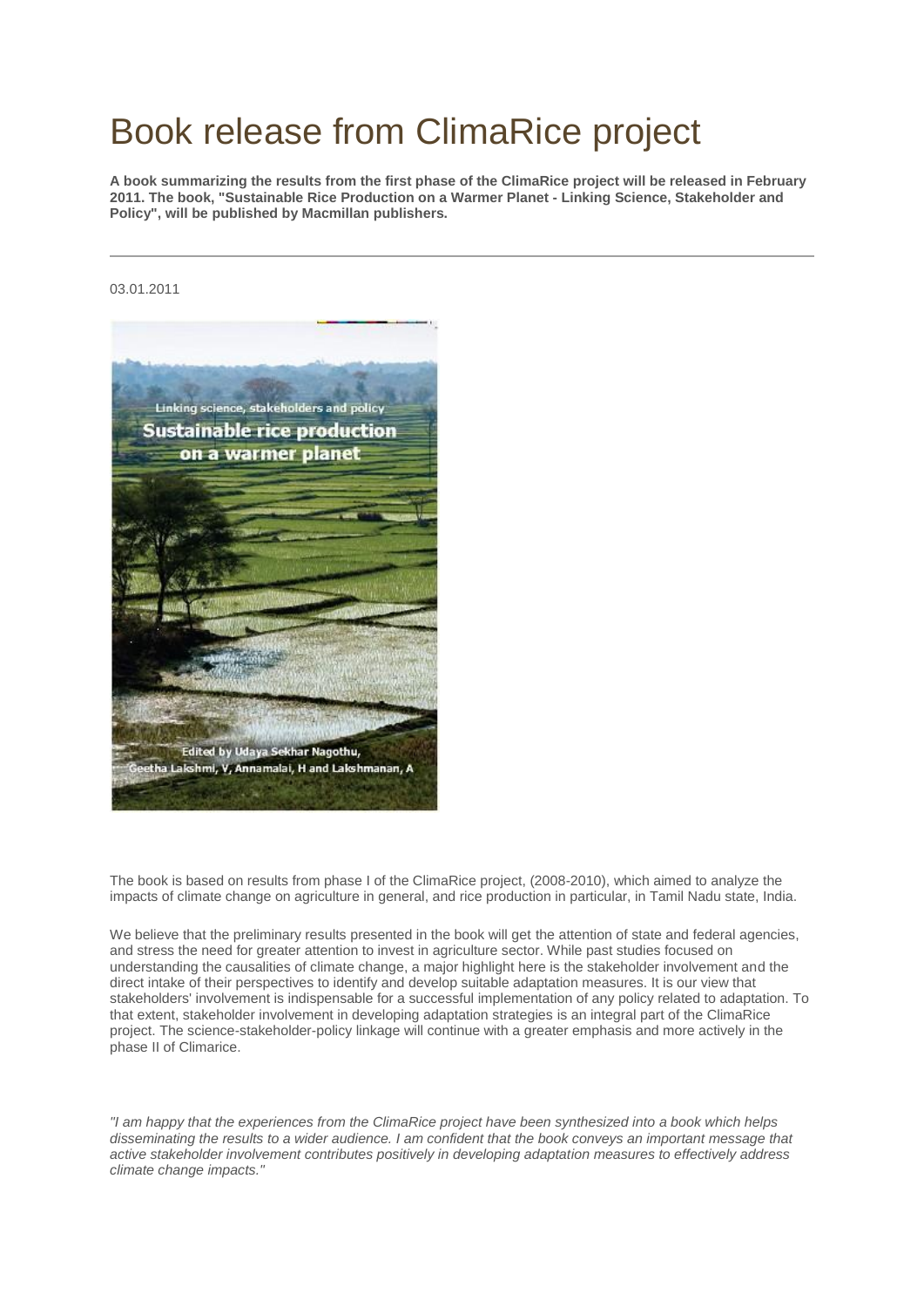# Book release from ClimaRice project

**A book summarizing the results from the first phase of the ClimaRice project will be released in February 2011. The book, "Sustainable Rice Production on a Warmer Planet - Linking Science, Stakeholder and Policy", will be published by Macmillan publishers.**

---

03.01.2011

The book is based on results from phase I of the ClimaRice project, (2008-2010), which aimed to analyze the impacts of climate change on agriculture in general, and rice production in particular, in Tamil Nadu state, India.

We believe that the preliminary results presented in the book will get the attention of state and federal agencies, and stress the need for greater attention to invest in agriculture sector. While past studies focused on understanding the causalities of climate change, a major highlight here is the stakeholder involvement and the direct intake of their perspectives to identify and develop suitable adaptation measures. It is our view that stakeholders' involvement is indispensable for a successful implementation of any policy related to adaptation. To that extent, stakeholder involvement in developing adaptation strategies is an integral part of the ClimaRice project. The science-stakeholder-policy linkage will continue with a greater emphasis and more actively in the phase II of Climarice.

*"I am happy that the experiences from the ClimaRice project have been synthesized into a book which helps disseminating the results to a wider audience. I am confident that the book conveys an important message that active stakeholder involvement contributes positively in developing adaptation measures to effectively address climate change impacts."*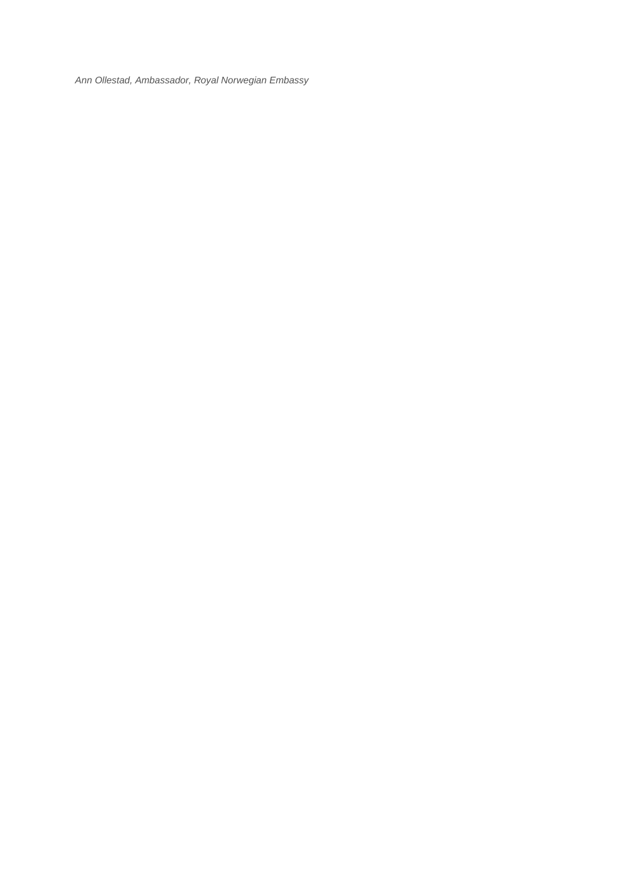*Ann Ollestad, Ambassador, Royal Norwegian Embassy*